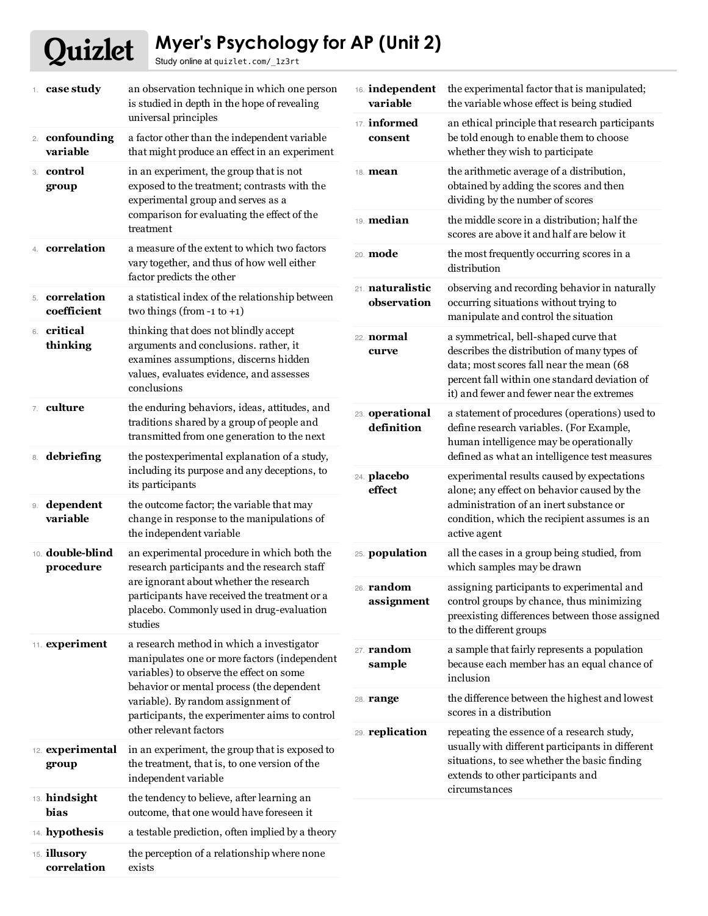# Myer's Psychology for AP (Unit 2)

Study online at quizlet.com/_1z3rt

1. **case study** — an observation technique in which one person is studied in depth in the hope of revealing universal principles
2. **confounding variable** — a factor other than the independent variable that might produce an effect in an experiment
3. **control group** — in an experiment, the group that is not exposed to the treatment; contrasts with the experimental group and serves as a comparison for evaluating the effect of the treatment
4. **correlation** — a measure of the extent to which two factors vary together, and thus of how well either factor predicts the other
5. **correlation coefficient** — a statistical index of the relationship between two things (from -1 to +1)
6. **critical thinking** — thinking that does not blindly accept arguments and conclusions. rather, it examines assumptions, discerns hidden values, evaluates evidence, and assesses conclusions
7. **culture** — the enduring behaviors, ideas, attitudes, and traditions shared by a group of people and transmitted from one generation to the next
8. **debriefing** — the postexperimental explanation of a study, including its purpose and any deceptions, to its participants
9. **dependent variable** — the outcome factor; the variable that may change in response to the manipulations of the independent variable
10. **double-blind procedure** — an experimental procedure in which both the research participants and the research staff are ignorant about whether the research participants have received the treatment or a placebo. Commonly used in drug-evaluation studies
11. **experiment** — a research method in which a investigator manipulates one or more factors (independent variables) to observe the effect on some behavior or mental process (the dependent variable). By random assignment of participants, the experimenter aims to control other relevant factors
12. **experimental group** — in an experiment, the group that is exposed to the treatment, that is, to one version of the independent variable
13. **hindsight bias** — the tendency to believe, after learning an outcome, that one would have foreseen it
14. **hypothesis** — a testable prediction, often implied by a theory
15. **illusory correlation** — the perception of a relationship where none exists
16. **independent variable** — the experimental factor that is manipulated; the variable whose effect is being studied
17. **informed consent** — an ethical principle that research participants be told enough to enable them to choose whether they wish to participate
18. **mean** — the arithmetic average of a distribution, obtained by adding the scores and then dividing by the number of scores
19. **median** — the middle score in a distribution; half the scores are above it and half are below it
20. **mode** — the most frequently occurring scores in a distribution
21. **naturalistic observation** — observing and recording behavior in naturally occurring situations without trying to manipulate and control the situation
22. **normal curve** — a symmetrical, bell-shaped curve that describes the distribution of many types of data; most scores fall near the mean (68 percent fall within one standard deviation of it) and fewer and fewer near the extremes
23. **operational definition** — a statement of procedures (operations) used to define research variables. (For Example, human intelligence may be operationally defined as what an intelligence test measures
24. **placebo effect** — experimental results caused by expectations alone; any effect on behavior caused by the administration of an inert substance or condition, which the recipient assumes is an active agent
25. **population** — all the cases in a group being studied, from which samples may be drawn
26. **random assignment** — assigning participants to experimental and control groups by chance, thus minimizing preexisting differences between those assigned to the different groups
27. **random sample** — a sample that fairly represents a population because each member has an equal chance of inclusion
28. **range** — the difference between the highest and lowest scores in a distribution
29. **replication** — repeating the essence of a research study, usually with different participants in different situations, to see whether the basic finding extends to other participants and circumstances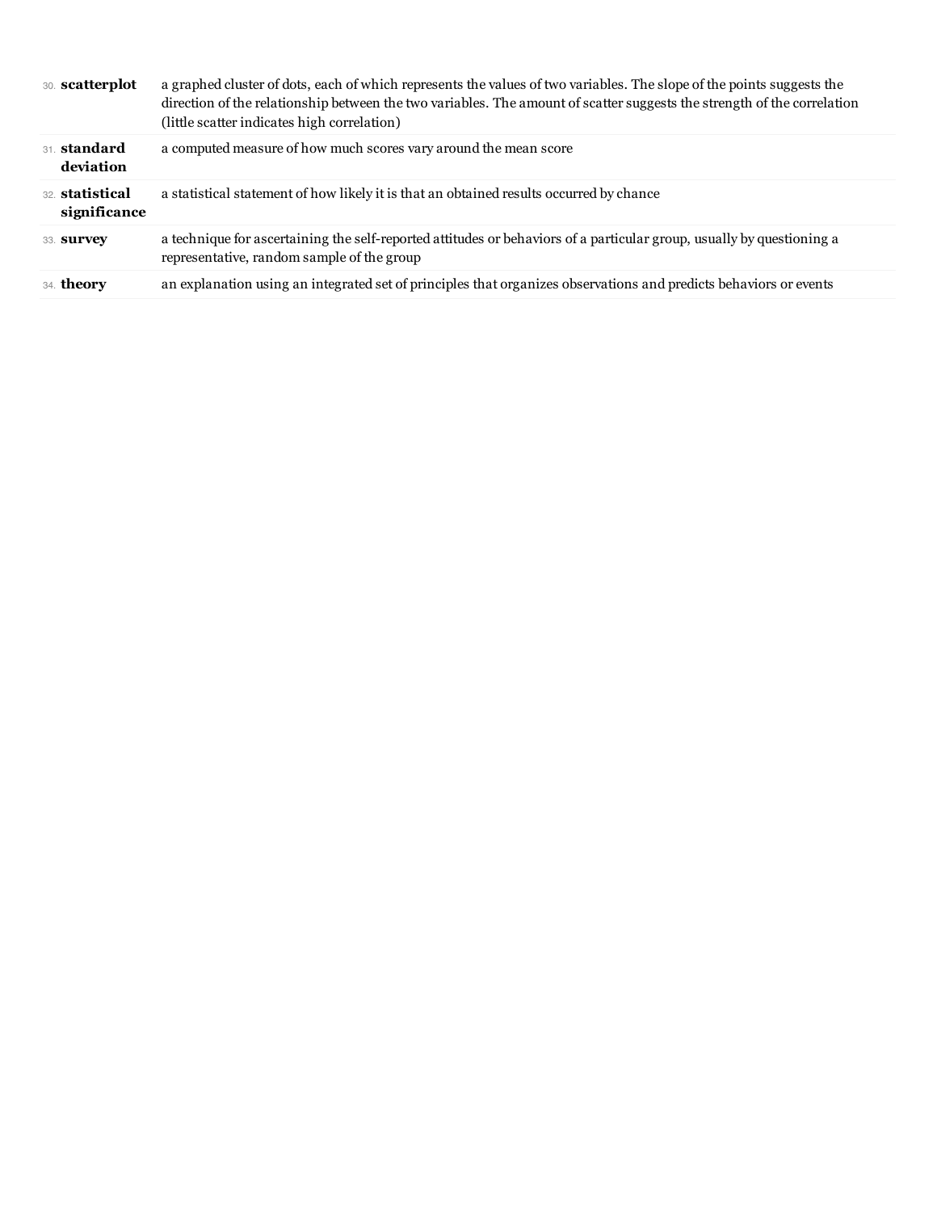| | | |
|---|---|---|
| 30. | **scatterplot** | a graphed cluster of dots, each of which represents the values of two variables. The slope of the points suggests the direction of the relationship between the two variables. The amount of scatter suggests the strength of the correlation (little scatter indicates high correlation) |
| 31. | **standard deviation** | a computed measure of how much scores vary around the mean score |
| 32. | **statistical significance** | a statistical statement of how likely it is that an obtained results occurred by chance |
| 33. | **survey** | a technique for ascertaining the self-reported attitudes or behaviors of a particular group, usually by questioning a representative, random sample of the group |
| 34. | **theory** | an explanation using an integrated set of principles that organizes observations and predicts behaviors or events |